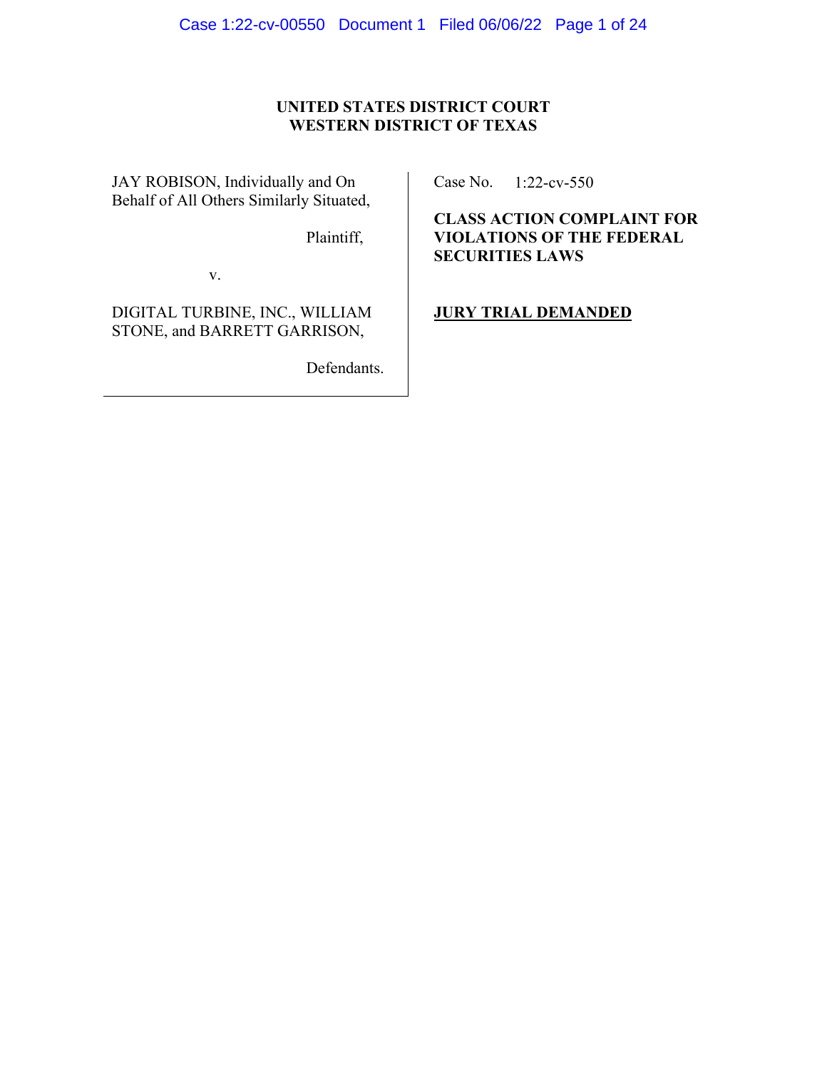**UNITED STATES DISTRICT COURT**
**WESTERN DISTRICT OF TEXAS**

JAY ROBISON, Individually and On Behalf of All Others Similarly Situated,

Plaintiff,

v.

DIGITAL TURBINE, INC., WILLIAM STONE, and BARRETT GARRISON,

Defendants.

Case No. 1:22-cv-550

**CLASS ACTION COMPLAINT FOR VIOLATIONS OF THE FEDERAL SECURITIES LAWS**

**JURY TRIAL DEMANDED**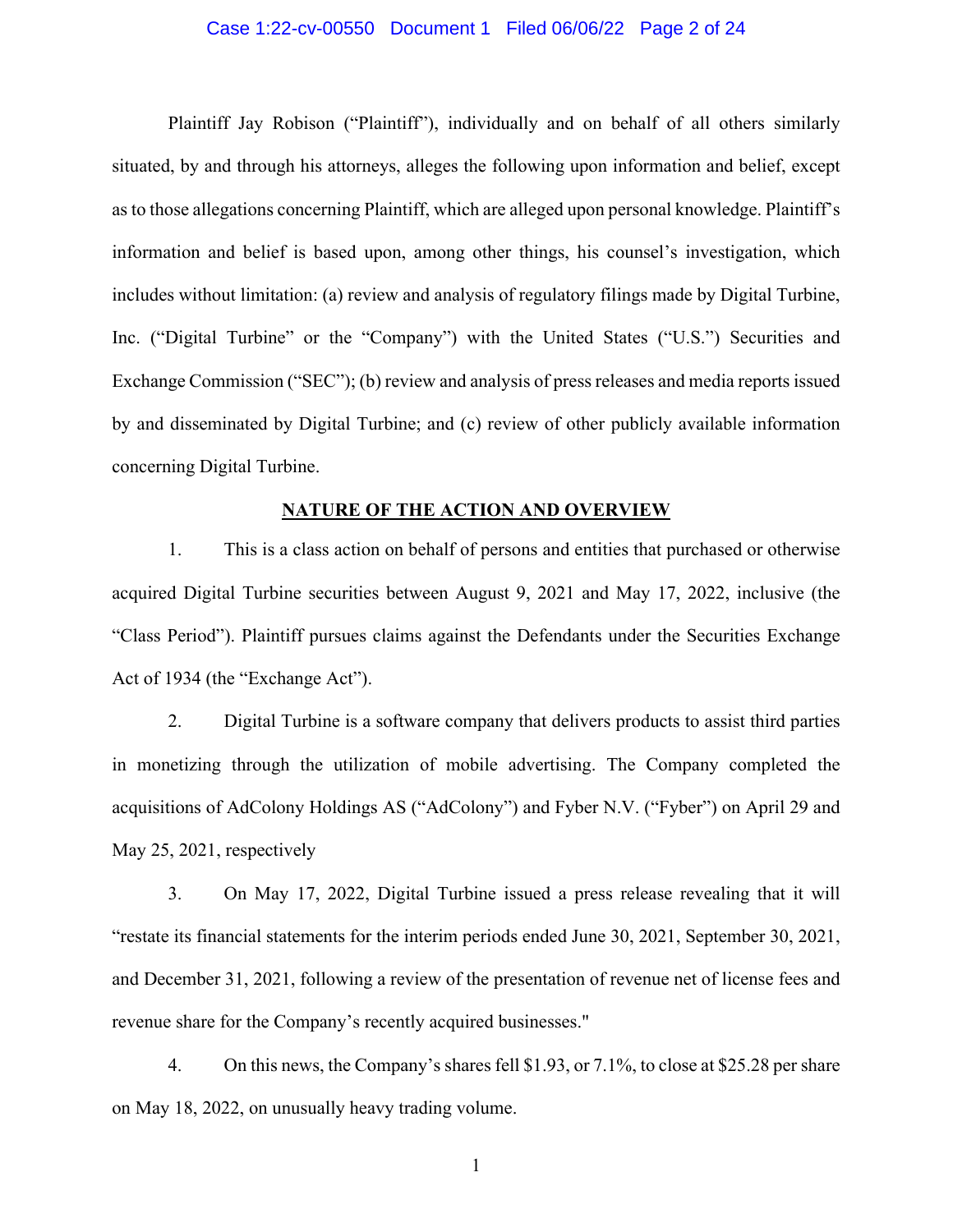Plaintiff Jay Robison ("Plaintiff"), individually and on behalf of all others similarly situated, by and through his attorneys, alleges the following upon information and belief, except as to those allegations concerning Plaintiff, which are alleged upon personal knowledge. Plaintiff's information and belief is based upon, among other things, his counsel's investigation, which includes without limitation: (a) review and analysis of regulatory filings made by Digital Turbine, Inc. ("Digital Turbine" or the "Company") with the United States ("U.S.") Securities and Exchange Commission ("SEC"); (b) review and analysis of press releases and media reports issued by and disseminated by Digital Turbine; and (c) review of other publicly available information concerning Digital Turbine.

## NATURE OF THE ACTION AND OVERVIEW

1. This is a class action on behalf of persons and entities that purchased or otherwise acquired Digital Turbine securities between August 9, 2021 and May 17, 2022, inclusive (the "Class Period"). Plaintiff pursues claims against the Defendants under the Securities Exchange Act of 1934 (the "Exchange Act").

2. Digital Turbine is a software company that delivers products to assist third parties in monetizing through the utilization of mobile advertising. The Company completed the acquisitions of AdColony Holdings AS ("AdColony") and Fyber N.V. ("Fyber") on April 29 and May 25, 2021, respectively

3. On May 17, 2022, Digital Turbine issued a press release revealing that it will "restate its financial statements for the interim periods ended June 30, 2021, September 30, 2021, and December 31, 2021, following a review of the presentation of revenue net of license fees and revenue share for the Company's recently acquired businesses."

4. On this news, the Company's shares fell $1.93, or 7.1%, to close at $25.28 per share on May 18, 2022, on unusually heavy trading volume.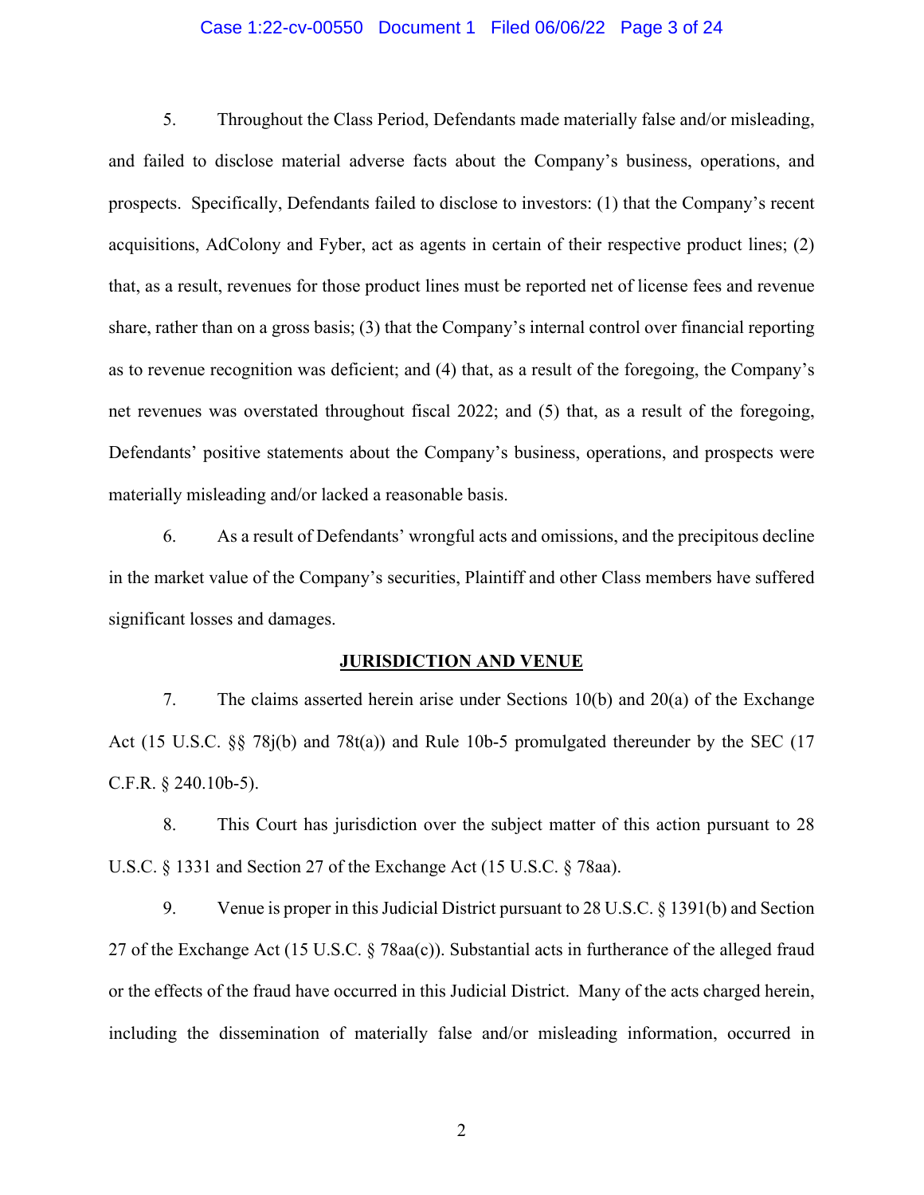5. Throughout the Class Period, Defendants made materially false and/or misleading, and failed to disclose material adverse facts about the Company's business, operations, and prospects. Specifically, Defendants failed to disclose to investors: (1) that the Company's recent acquisitions, AdColony and Fyber, act as agents in certain of their respective product lines; (2) that, as a result, revenues for those product lines must be reported net of license fees and revenue share, rather than on a gross basis; (3) that the Company's internal control over financial reporting as to revenue recognition was deficient; and (4) that, as a result of the foregoing, the Company's net revenues was overstated throughout fiscal 2022; and (5) that, as a result of the foregoing, Defendants' positive statements about the Company's business, operations, and prospects were materially misleading and/or lacked a reasonable basis.

6. As a result of Defendants' wrongful acts and omissions, and the precipitous decline in the market value of the Company's securities, Plaintiff and other Class members have suffered significant losses and damages.

## JURISDICTION AND VENUE

7. The claims asserted herein arise under Sections 10(b) and 20(a) of the Exchange Act (15 U.S.C. §§ 78j(b) and 78t(a)) and Rule 10b-5 promulgated thereunder by the SEC (17 C.F.R. § 240.10b-5).

8. This Court has jurisdiction over the subject matter of this action pursuant to 28 U.S.C. § 1331 and Section 27 of the Exchange Act (15 U.S.C. § 78aa).

9. Venue is proper in this Judicial District pursuant to 28 U.S.C. § 1391(b) and Section 27 of the Exchange Act (15 U.S.C. § 78aa(c)). Substantial acts in furtherance of the alleged fraud or the effects of the fraud have occurred in this Judicial District. Many of the acts charged herein, including the dissemination of materially false and/or misleading information, occurred in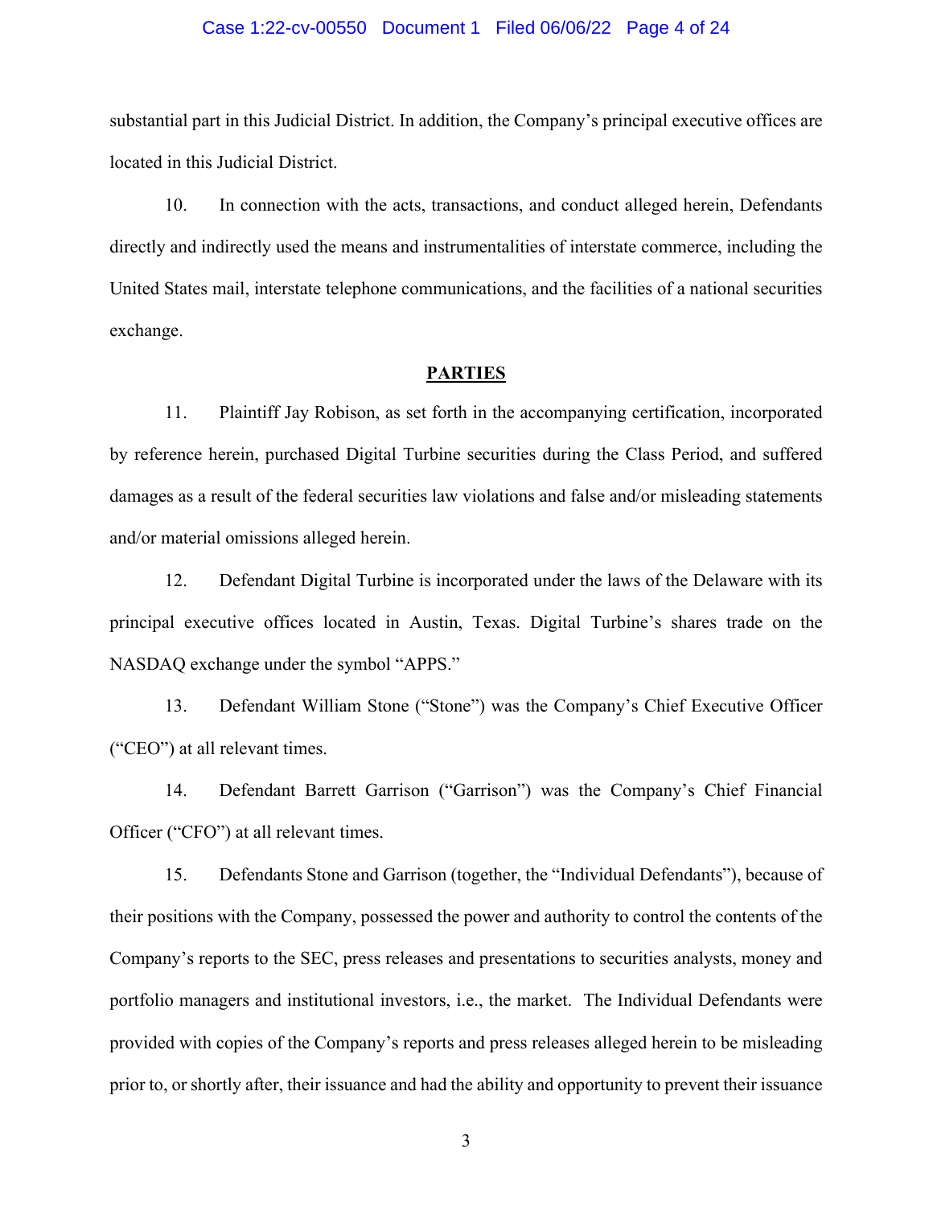substantial part in this Judicial District. In addition, the Company's principal executive offices are located in this Judicial District.

10. In connection with the acts, transactions, and conduct alleged herein, Defendants directly and indirectly used the means and instrumentalities of interstate commerce, including the United States mail, interstate telephone communications, and the facilities of a national securities exchange.

## PARTIES

11. Plaintiff Jay Robison, as set forth in the accompanying certification, incorporated by reference herein, purchased Digital Turbine securities during the Class Period, and suffered damages as a result of the federal securities law violations and false and/or misleading statements and/or material omissions alleged herein.

12. Defendant Digital Turbine is incorporated under the laws of the Delaware with its principal executive offices located in Austin, Texas. Digital Turbine's shares trade on the NASDAQ exchange under the symbol "APPS."

13. Defendant William Stone ("Stone") was the Company's Chief Executive Officer ("CEO") at all relevant times.

14. Defendant Barrett Garrison ("Garrison") was the Company's Chief Financial Officer ("CFO") at all relevant times.

15. Defendants Stone and Garrison (together, the "Individual Defendants"), because of their positions with the Company, possessed the power and authority to control the contents of the Company's reports to the SEC, press releases and presentations to securities analysts, money and portfolio managers and institutional investors, i.e., the market. The Individual Defendants were provided with copies of the Company's reports and press releases alleged herein to be misleading prior to, or shortly after, their issuance and had the ability and opportunity to prevent their issuance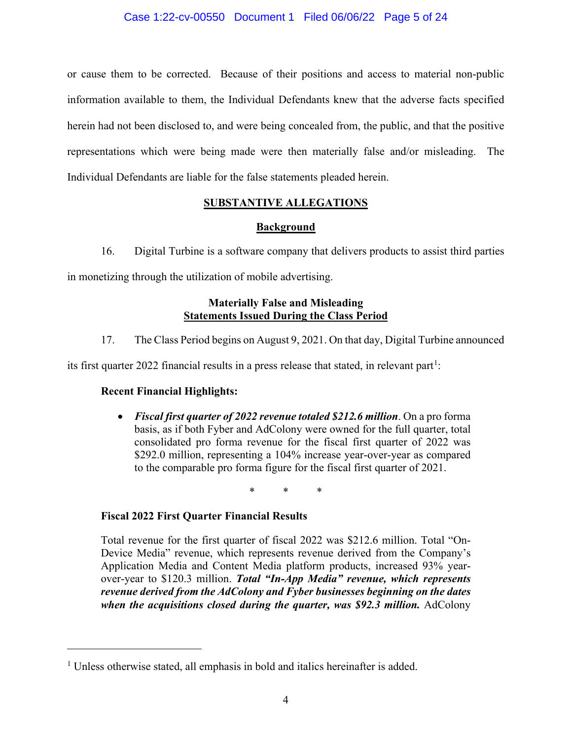or cause them to be corrected. Because of their positions and access to material non-public information available to them, the Individual Defendants knew that the adverse facts specified herein had not been disclosed to, and were being concealed from, the public, and that the positive representations which were being made were then materially false and/or misleading. The Individual Defendants are liable for the false statements pleaded herein.

## SUBSTANTIVE ALLEGATIONS

### Background

16. Digital Turbine is a software company that delivers products to assist third parties in monetizing through the utilization of mobile advertising.

### Materially False and Misleading Statements Issued During the Class Period

17. The Class Period begins on August 9, 2021. On that day, Digital Turbine announced its first quarter 2022 financial results in a press release that stated, in relevant part[1]:

> **Recent Financial Highlights:**
>
> - ***Fiscal first quarter of 2022 revenue totaled $212.6 million***. On a pro forma basis, as if both Fyber and AdColony were owned for the full quarter, total consolidated pro forma revenue for the fiscal first quarter of 2022 was $292.0 million, representing a 104% increase year-over-year as compared to the comparable pro forma figure for the fiscal first quarter of 2021.
>
> \* \* \*
>
> **Fiscal 2022 First Quarter Financial Results**
>
> Total revenue for the first quarter of fiscal 2022 was $212.6 million. Total "On-Device Media" revenue, which represents revenue derived from the Company's Application Media and Content Media platform products, increased 93% year-over-year to $120.3 million. ***Total "In-App Media" revenue, which represents revenue derived from the AdColony and Fyber businesses beginning on the dates when the acquisitions closed during the quarter, was $92.3 million.*** AdColony

[1] Unless otherwise stated, all emphasis in bold and italics hereinafter is added.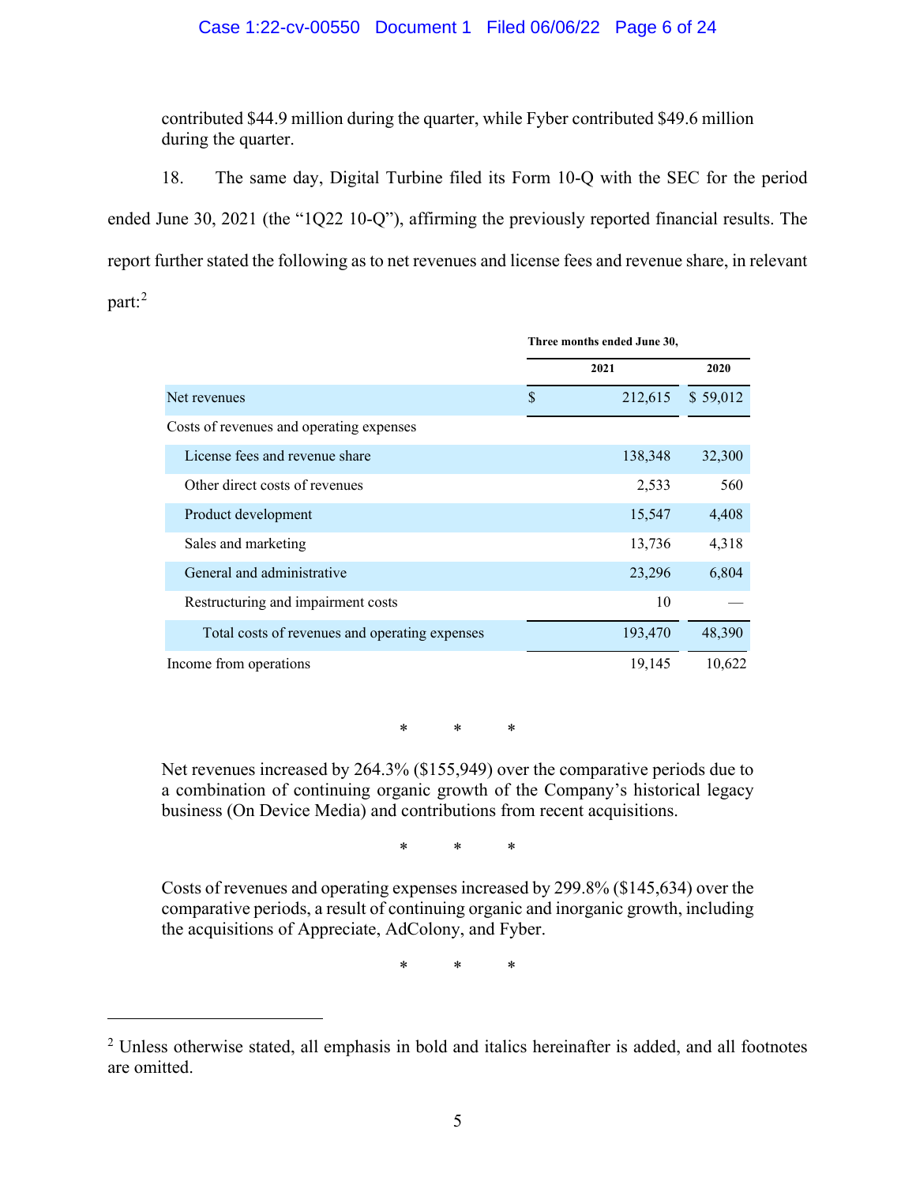contributed $44.9 million during the quarter, while Fyber contributed $49.6 million during the quarter.

18. The same day, Digital Turbine filed its Form 10-Q with the SEC for the period ended June 30, 2021 (the "1Q22 10-Q"), affirming the previously reported financial results. The report further stated the following as to net revenues and license fees and revenue share, in relevant part:[2]

| | Three months ended June 30, | |
|---|---|---|
| | 2021 | 2020 |
| Net revenues | $ 212,615 | $ 59,012 |
| Costs of revenues and operating expenses | | |
| License fees and revenue share | 138,348 | 32,300 |
| Other direct costs of revenues | 2,533 | 560 |
| Product development | 15,547 | 4,408 |
| Sales and marketing | 13,736 | 4,318 |
| General and administrative | 23,296 | 6,804 |
| Restructuring and impairment costs | 10 | — |
| Total costs of revenues and operating expenses | 193,470 | 48,390 |
| Income from operations | 19,145 | 10,622 |

\* \* \*

Net revenues increased by 264.3% ($155,949) over the comparative periods due to a combination of continuing organic growth of the Company's historical legacy business (On Device Media) and contributions from recent acquisitions.

\* \* \*

Costs of revenues and operating expenses increased by 299.8% ($145,634) over the comparative periods, a result of continuing organic and inorganic growth, including the acquisitions of Appreciate, AdColony, and Fyber.

\* \* \*

---

[2] Unless otherwise stated, all emphasis in bold and italics hereinafter is added, and all footnotes are omitted.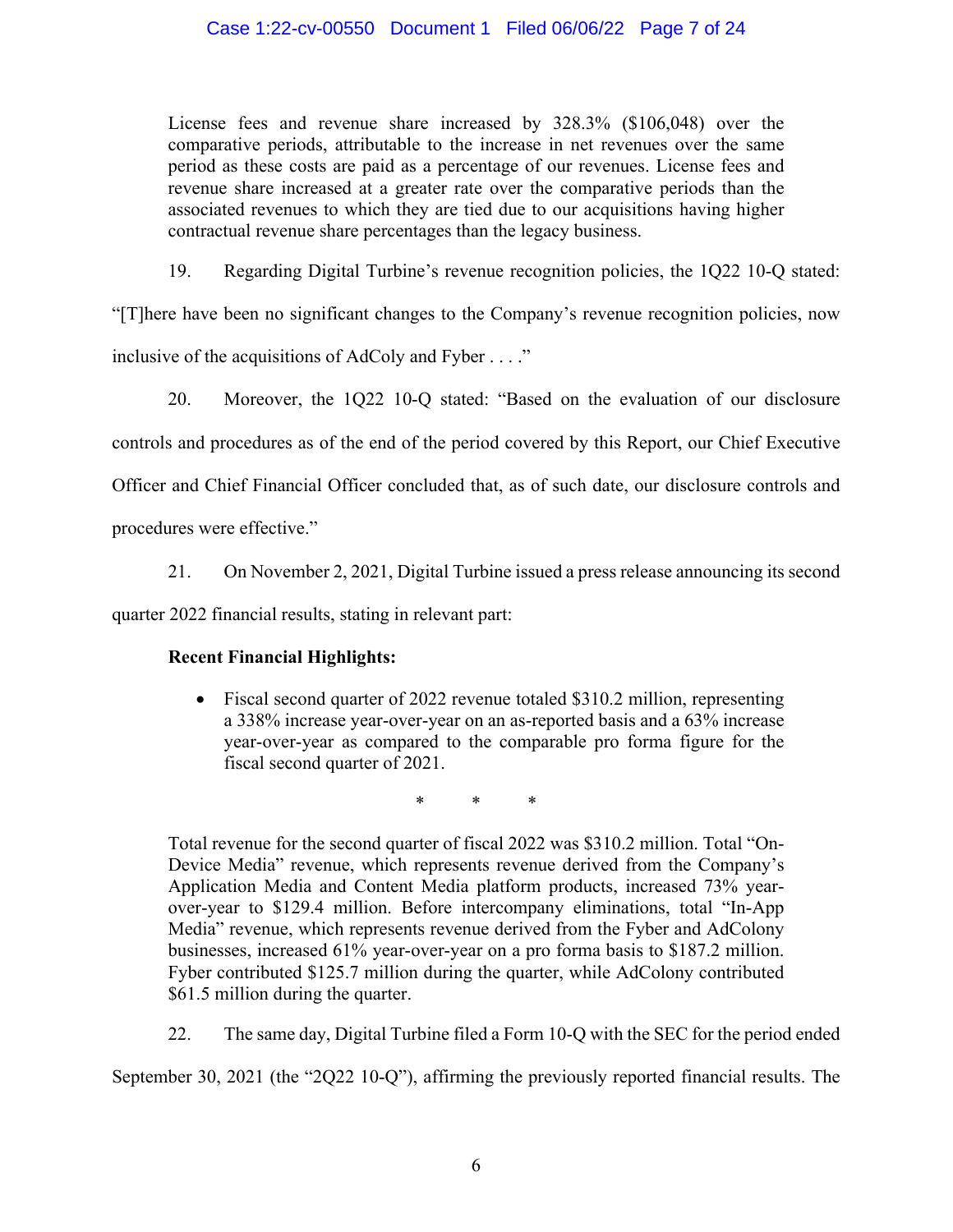> License fees and revenue share increased by 328.3% ($106,048) over the comparative periods, attributable to the increase in net revenues over the same period as these costs are paid as a percentage of our revenues. License fees and revenue share increased at a greater rate over the comparative periods than the associated revenues to which they are tied due to our acquisitions having higher contractual revenue share percentages than the legacy business.

19. Regarding Digital Turbine's revenue recognition policies, the 1Q22 10-Q stated: "[T]here have been no significant changes to the Company's revenue recognition policies, now inclusive of the acquisitions of AdColy and Fyber . . . ."

20. Moreover, the 1Q22 10-Q stated: "Based on the evaluation of our disclosure controls and procedures as of the end of the period covered by this Report, our Chief Executive Officer and Chief Financial Officer concluded that, as of such date, our disclosure controls and procedures were effective."

21. On November 2, 2021, Digital Turbine issued a press release announcing its second quarter 2022 financial results, stating in relevant part:

> **Recent Financial Highlights:**
>
> - Fiscal second quarter of 2022 revenue totaled $310.2 million, representing a 338% increase year-over-year on an as-reported basis and a 63% increase year-over-year as compared to the comparable pro forma figure for the fiscal second quarter of 2021.
>
> \* \* \*
>
> Total revenue for the second quarter of fiscal 2022 was $310.2 million. Total "On-Device Media" revenue, which represents revenue derived from the Company's Application Media and Content Media platform products, increased 73% year-over-year to $129.4 million. Before intercompany eliminations, total "In-App Media" revenue, which represents revenue derived from the Fyber and AdColony businesses, increased 61% year-over-year on a pro forma basis to $187.2 million. Fyber contributed $125.7 million during the quarter, while AdColony contributed $61.5 million during the quarter.

22. The same day, Digital Turbine filed a Form 10-Q with the SEC for the period ended September 30, 2021 (the "2Q22 10-Q"), affirming the previously reported financial results. The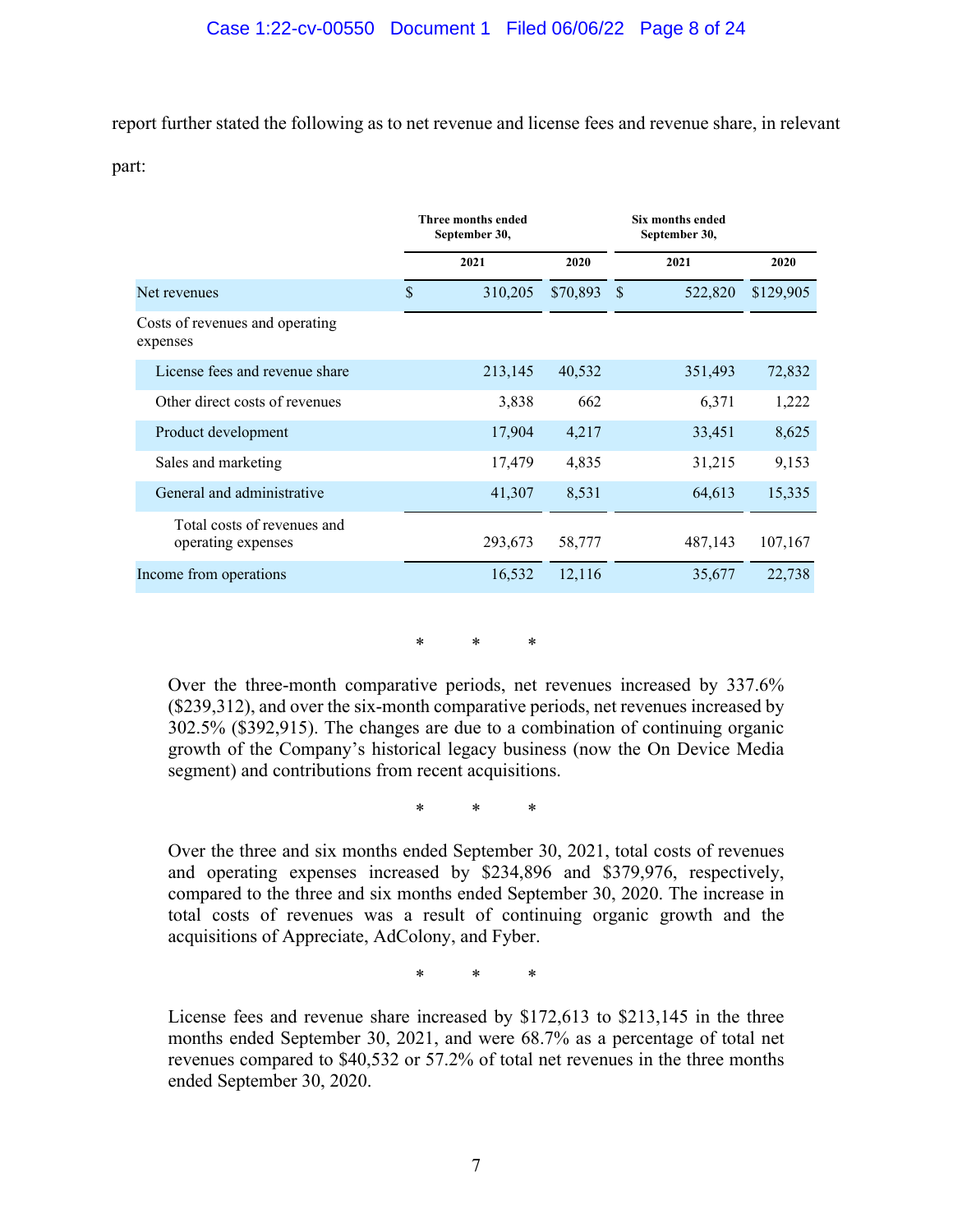report further stated the following as to net revenue and license fees and revenue share, in relevant part:

| | Three months ended September 30, | | Six months ended September 30, | |
|---|---|---|---|---|
| | 2021 | 2020 | 2021 | 2020 |
| Net revenues | $ 310,205 | $70,893 | $ 522,820 | $129,905 |
| Costs of revenues and operating expenses | | | | |
| License fees and revenue share | 213,145 | 40,532 | 351,493 | 72,832 |
| Other direct costs of revenues | 3,838 | 662 | 6,371 | 1,222 |
| Product development | 17,904 | 4,217 | 33,451 | 8,625 |
| Sales and marketing | 17,479 | 4,835 | 31,215 | 9,153 |
| General and administrative | 41,307 | 8,531 | 64,613 | 15,335 |
| Total costs of revenues and operating expenses | 293,673 | 58,777 | 487,143 | 107,167 |
| Income from operations | 16,532 | 12,116 | 35,677 | 22,738 |

\* \* \*

> Over the three-month comparative periods, net revenues increased by 337.6% ($239,312), and over the six-month comparative periods, net revenues increased by 302.5% ($392,915). The changes are due to a combination of continuing organic growth of the Company's historical legacy business (now the On Device Media segment) and contributions from recent acquisitions.

\* \* \*

> Over the three and six months ended September 30, 2021, total costs of revenues and operating expenses increased by $234,896 and $379,976, respectively, compared to the three and six months ended September 30, 2020. The increase in total costs of revenues was a result of continuing organic growth and the acquisitions of Appreciate, AdColony, and Fyber.

\* \* \*

> License fees and revenue share increased by $172,613 to $213,145 in the three months ended September 30, 2021, and were 68.7% as a percentage of total net revenues compared to $40,532 or 57.2% of total net revenues in the three months ended September 30, 2020.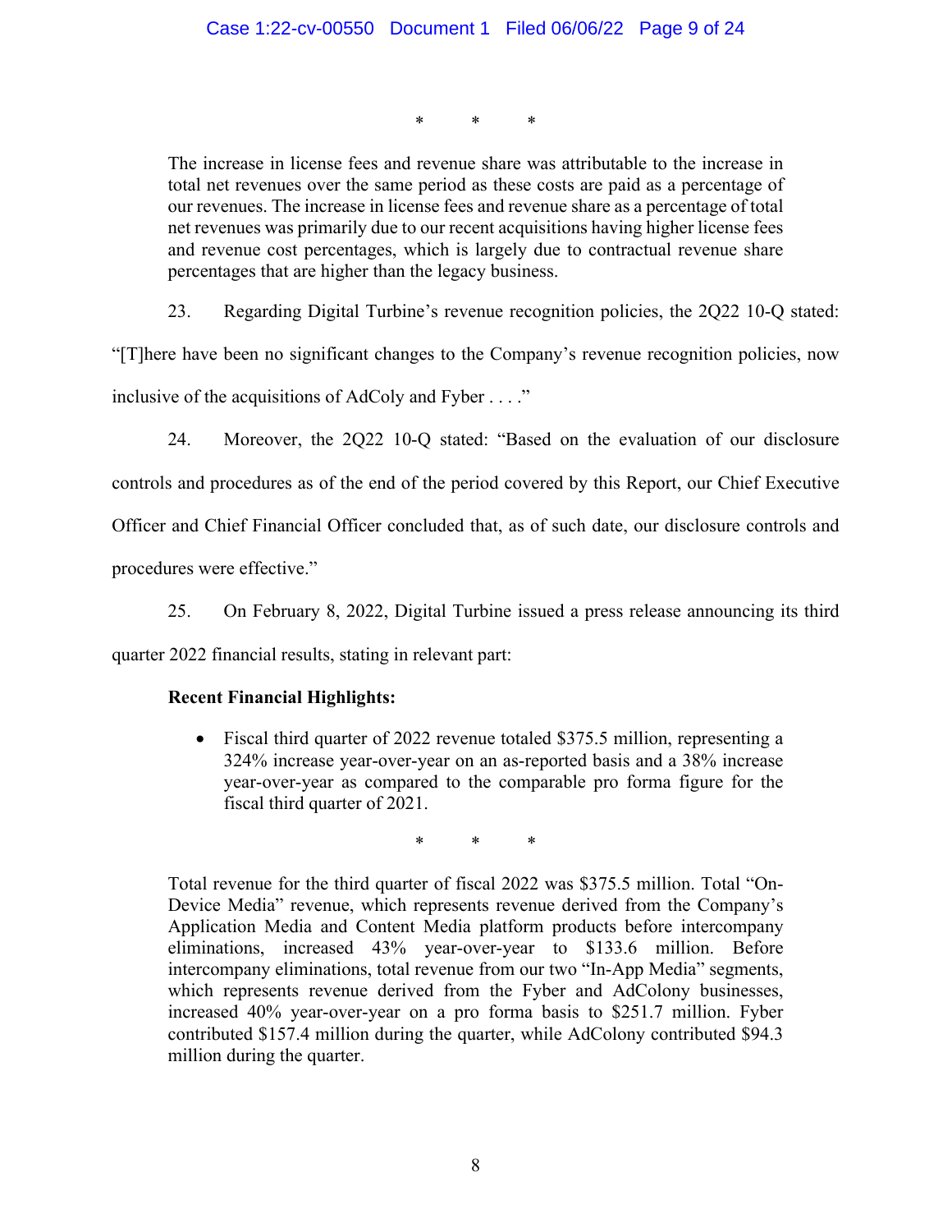\* \* \*

> The increase in license fees and revenue share was attributable to the increase in total net revenues over the same period as these costs are paid as a percentage of our revenues. The increase in license fees and revenue share as a percentage of total net revenues was primarily due to our recent acquisitions having higher license fees and revenue cost percentages, which is largely due to contractual revenue share percentages that are higher than the legacy business.

23. Regarding Digital Turbine's revenue recognition policies, the 2Q22 10-Q stated: "[T]here have been no significant changes to the Company's revenue recognition policies, now inclusive of the acquisitions of AdColy and Fyber . . . ."

24. Moreover, the 2Q22 10-Q stated: "Based on the evaluation of our disclosure controls and procedures as of the end of the period covered by this Report, our Chief Executive Officer and Chief Financial Officer concluded that, as of such date, our disclosure controls and procedures were effective."

25. On February 8, 2022, Digital Turbine issued a press release announcing its third quarter 2022 financial results, stating in relevant part:

> **Recent Financial Highlights:**
>
> - Fiscal third quarter of 2022 revenue totaled $375.5 million, representing a 324% increase year-over-year on an as-reported basis and a 38% increase year-over-year as compared to the comparable pro forma figure for the fiscal third quarter of 2021.
>
> \* \* \*
>
> Total revenue for the third quarter of fiscal 2022 was $375.5 million. Total "On-Device Media" revenue, which represents revenue derived from the Company's Application Media and Content Media platform products before intercompany eliminations, increased 43% year-over-year to $133.6 million. Before intercompany eliminations, total revenue from our two "In-App Media" segments, which represents revenue derived from the Fyber and AdColony businesses, increased 40% year-over-year on a pro forma basis to $251.7 million. Fyber contributed $157.4 million during the quarter, while AdColony contributed $94.3 million during the quarter.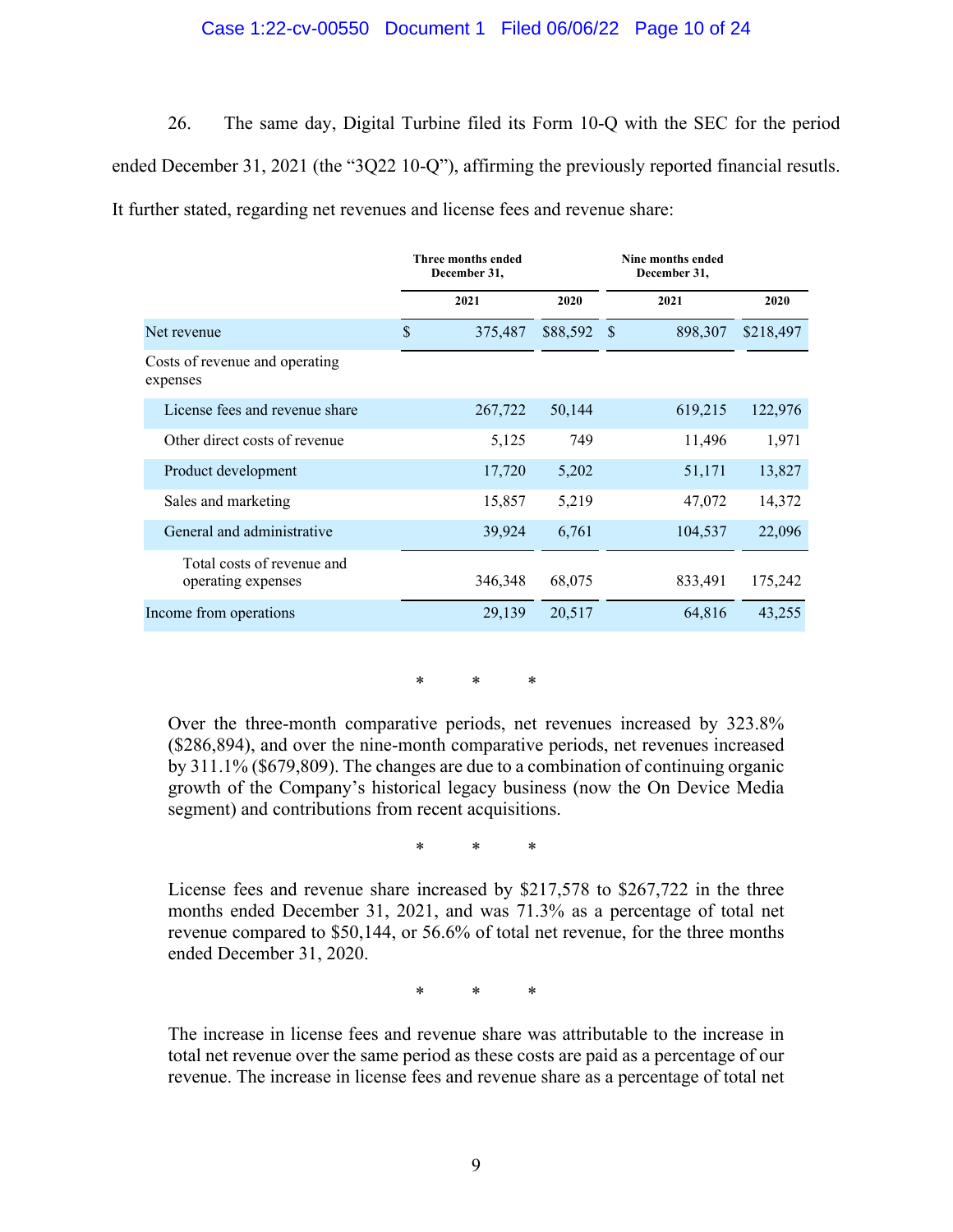26. The same day, Digital Turbine filed its Form 10-Q with the SEC for the period ended December 31, 2021 (the "3Q22 10-Q"), affirming the previously reported financial resutls. It further stated, regarding net revenues and license fees and revenue share:

| | Three months ended December 31, | | Nine months ended December 31, | |
|---|---|---|---|---|
| | 2021 | 2020 | 2021 | 2020 |
| Net revenue | $ 375,487 | $88,592 | $ 898,307 | $218,497 |
| Costs of revenue and operating expenses | | | | |
| License fees and revenue share | 267,722 | 50,144 | 619,215 | 122,976 |
| Other direct costs of revenue | 5,125 | 749 | 11,496 | 1,971 |
| Product development | 17,720 | 5,202 | 51,171 | 13,827 |
| Sales and marketing | 15,857 | 5,219 | 47,072 | 14,372 |
| General and administrative | 39,924 | 6,761 | 104,537 | 22,096 |
| Total costs of revenue and operating expenses | 346,348 | 68,075 | 833,491 | 175,242 |
| Income from operations | 29,139 | 20,517 | 64,816 | 43,255 |

\* \* \*

> Over the three-month comparative periods, net revenues increased by 323.8% ($286,894), and over the nine-month comparative periods, net revenues increased by 311.1% ($679,809). The changes are due to a combination of continuing organic growth of the Company's historical legacy business (now the On Device Media segment) and contributions from recent acquisitions.

\* \* \*

> License fees and revenue share increased by $217,578 to $267,722 in the three months ended December 31, 2021, and was 71.3% as a percentage of total net revenue compared to $50,144, or 56.6% of total net revenue, for the three months ended December 31, 2020.

\* \* \*

> The increase in license fees and revenue share was attributable to the increase in total net revenue over the same period as these costs are paid as a percentage of our revenue. The increase in license fees and revenue share as a percentage of total net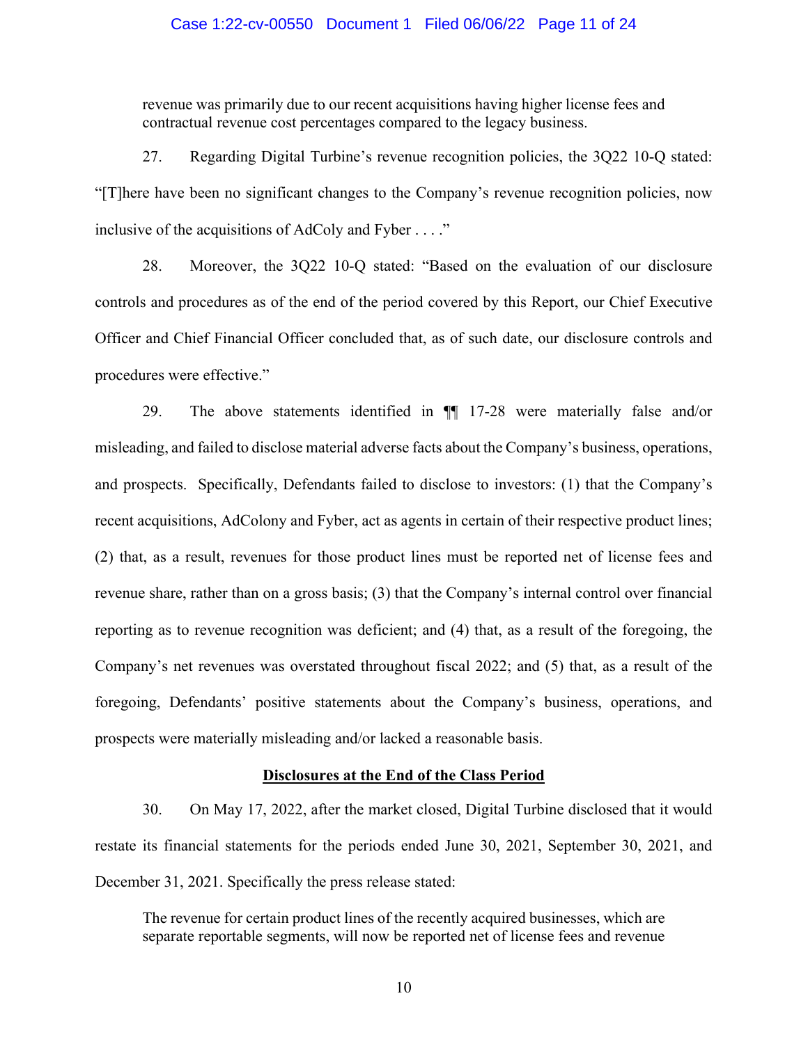revenue was primarily due to our recent acquisitions having higher license fees and contractual revenue cost percentages compared to the legacy business.

27. Regarding Digital Turbine's revenue recognition policies, the 3Q22 10-Q stated: "[T]here have been no significant changes to the Company's revenue recognition policies, now inclusive of the acquisitions of AdColy and Fyber . . . ."

28. Moreover, the 3Q22 10-Q stated: "Based on the evaluation of our disclosure controls and procedures as of the end of the period covered by this Report, our Chief Executive Officer and Chief Financial Officer concluded that, as of such date, our disclosure controls and procedures were effective."

29. The above statements identified in ¶¶ 17-28 were materially false and/or misleading, and failed to disclose material adverse facts about the Company's business, operations, and prospects. Specifically, Defendants failed to disclose to investors: (1) that the Company's recent acquisitions, AdColony and Fyber, act as agents in certain of their respective product lines; (2) that, as a result, revenues for those product lines must be reported net of license fees and revenue share, rather than on a gross basis; (3) that the Company's internal control over financial reporting as to revenue recognition was deficient; and (4) that, as a result of the foregoing, the Company's net revenues was overstated throughout fiscal 2022; and (5) that, as a result of the foregoing, Defendants' positive statements about the Company's business, operations, and prospects were materially misleading and/or lacked a reasonable basis.

## Disclosures at the End of the Class Period

30. On May 17, 2022, after the market closed, Digital Turbine disclosed that it would restate its financial statements for the periods ended June 30, 2021, September 30, 2021, and December 31, 2021. Specifically the press release stated:

> The revenue for certain product lines of the recently acquired businesses, which are separate reportable segments, will now be reported net of license fees and revenue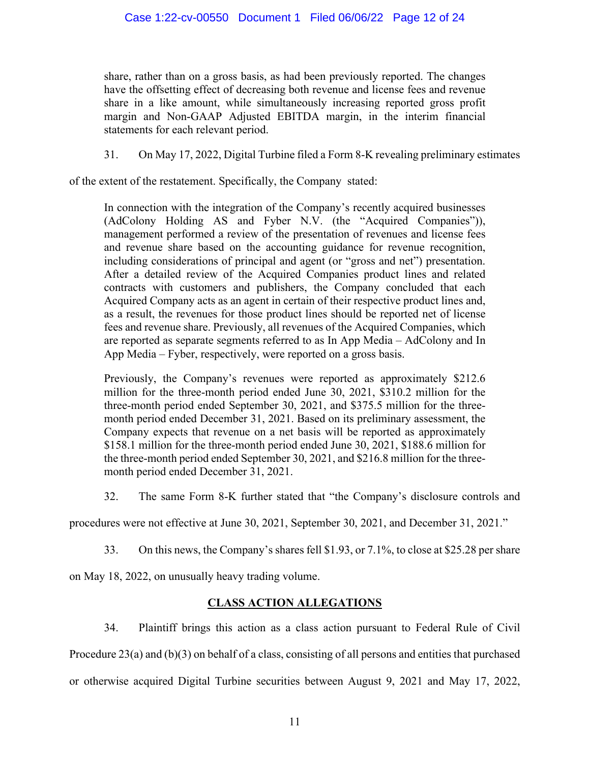share, rather than on a gross basis, as had been previously reported. The changes have the offsetting effect of decreasing both revenue and license fees and revenue share in a like amount, while simultaneously increasing reported gross profit margin and Non-GAAP Adjusted EBITDA margin, in the interim financial statements for each relevant period.

31. On May 17, 2022, Digital Turbine filed a Form 8-K revealing preliminary estimates of the extent of the restatement. Specifically, the Company stated:

> In connection with the integration of the Company's recently acquired businesses (AdColony Holding AS and Fyber N.V. (the "Acquired Companies")), management performed a review of the presentation of revenues and license fees and revenue share based on the accounting guidance for revenue recognition, including considerations of principal and agent (or "gross and net") presentation. After a detailed review of the Acquired Companies product lines and related contracts with customers and publishers, the Company concluded that each Acquired Company acts as an agent in certain of their respective product lines and, as a result, the revenues for those product lines should be reported net of license fees and revenue share. Previously, all revenues of the Acquired Companies, which are reported as separate segments referred to as In App Media – AdColony and In App Media – Fyber, respectively, were reported on a gross basis.
>
> Previously, the Company's revenues were reported as approximately $212.6 million for the three-month period ended June 30, 2021, $310.2 million for the three-month period ended September 30, 2021, and $375.5 million for the three-month period ended December 31, 2021. Based on its preliminary assessment, the Company expects that revenue on a net basis will be reported as approximately $158.1 million for the three-month period ended June 30, 2021, $188.6 million for the three-month period ended September 30, 2021, and $216.8 million for the three-month period ended December 31, 2021.

32. The same Form 8-K further stated that "the Company's disclosure controls and procedures were not effective at June 30, 2021, September 30, 2021, and December 31, 2021."

33. On this news, the Company's shares fell $1.93, or 7.1%, to close at $25.28 per share on May 18, 2022, on unusually heavy trading volume.

## CLASS ACTION ALLEGATIONS

34. Plaintiff brings this action as a class action pursuant to Federal Rule of Civil Procedure 23(a) and (b)(3) on behalf of a class, consisting of all persons and entities that purchased or otherwise acquired Digital Turbine securities between August 9, 2021 and May 17, 2022,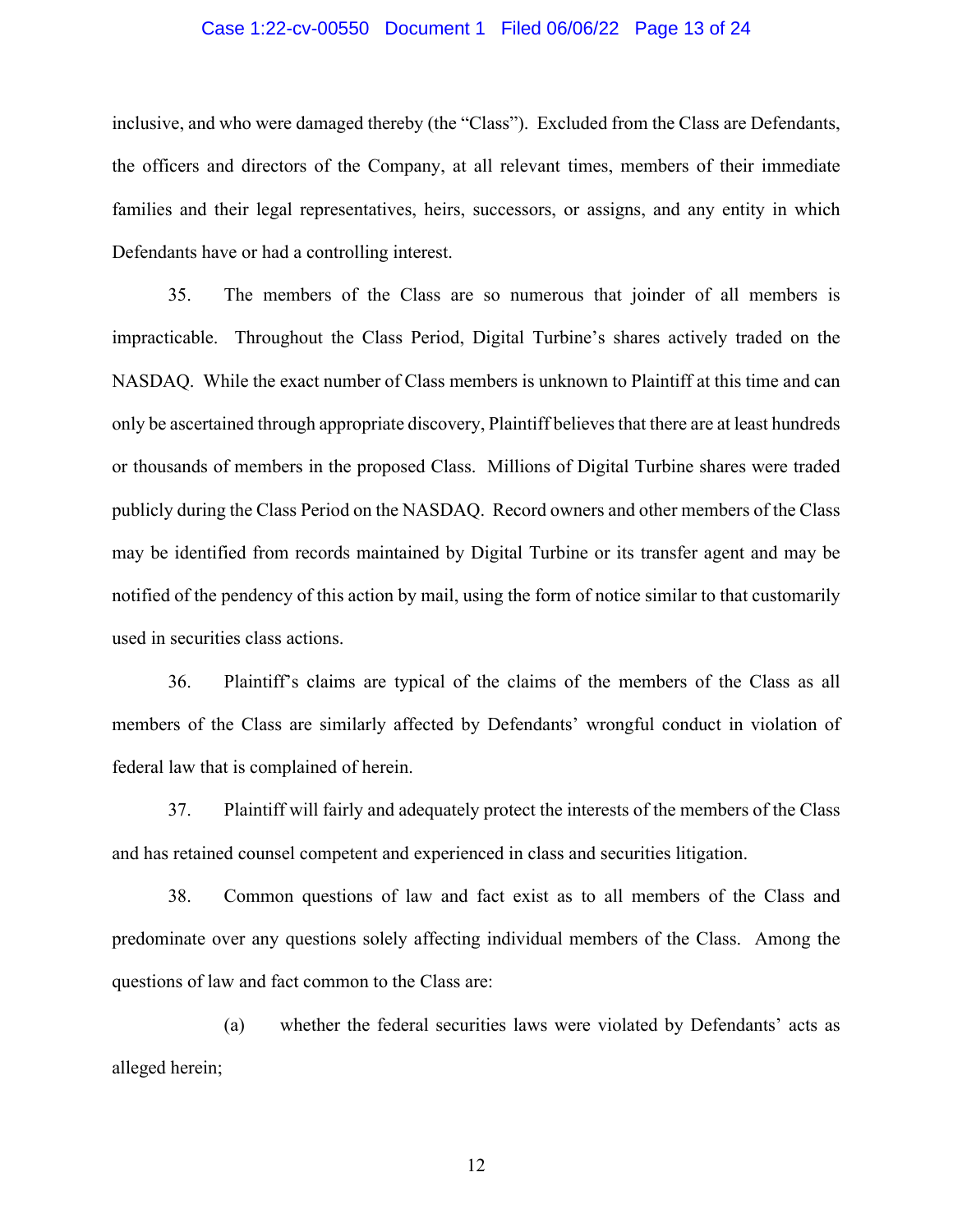inclusive, and who were damaged thereby (the "Class"). Excluded from the Class are Defendants, the officers and directors of the Company, at all relevant times, members of their immediate families and their legal representatives, heirs, successors, or assigns, and any entity in which Defendants have or had a controlling interest.

35. The members of the Class are so numerous that joinder of all members is impracticable. Throughout the Class Period, Digital Turbine's shares actively traded on the NASDAQ. While the exact number of Class members is unknown to Plaintiff at this time and can only be ascertained through appropriate discovery, Plaintiff believes that there are at least hundreds or thousands of members in the proposed Class. Millions of Digital Turbine shares were traded publicly during the Class Period on the NASDAQ. Record owners and other members of the Class may be identified from records maintained by Digital Turbine or its transfer agent and may be notified of the pendency of this action by mail, using the form of notice similar to that customarily used in securities class actions.

36. Plaintiff's claims are typical of the claims of the members of the Class as all members of the Class are similarly affected by Defendants' wrongful conduct in violation of federal law that is complained of herein.

37. Plaintiff will fairly and adequately protect the interests of the members of the Class and has retained counsel competent and experienced in class and securities litigation.

38. Common questions of law and fact exist as to all members of the Class and predominate over any questions solely affecting individual members of the Class. Among the questions of law and fact common to the Class are:

(a) whether the federal securities laws were violated by Defendants' acts as alleged herein;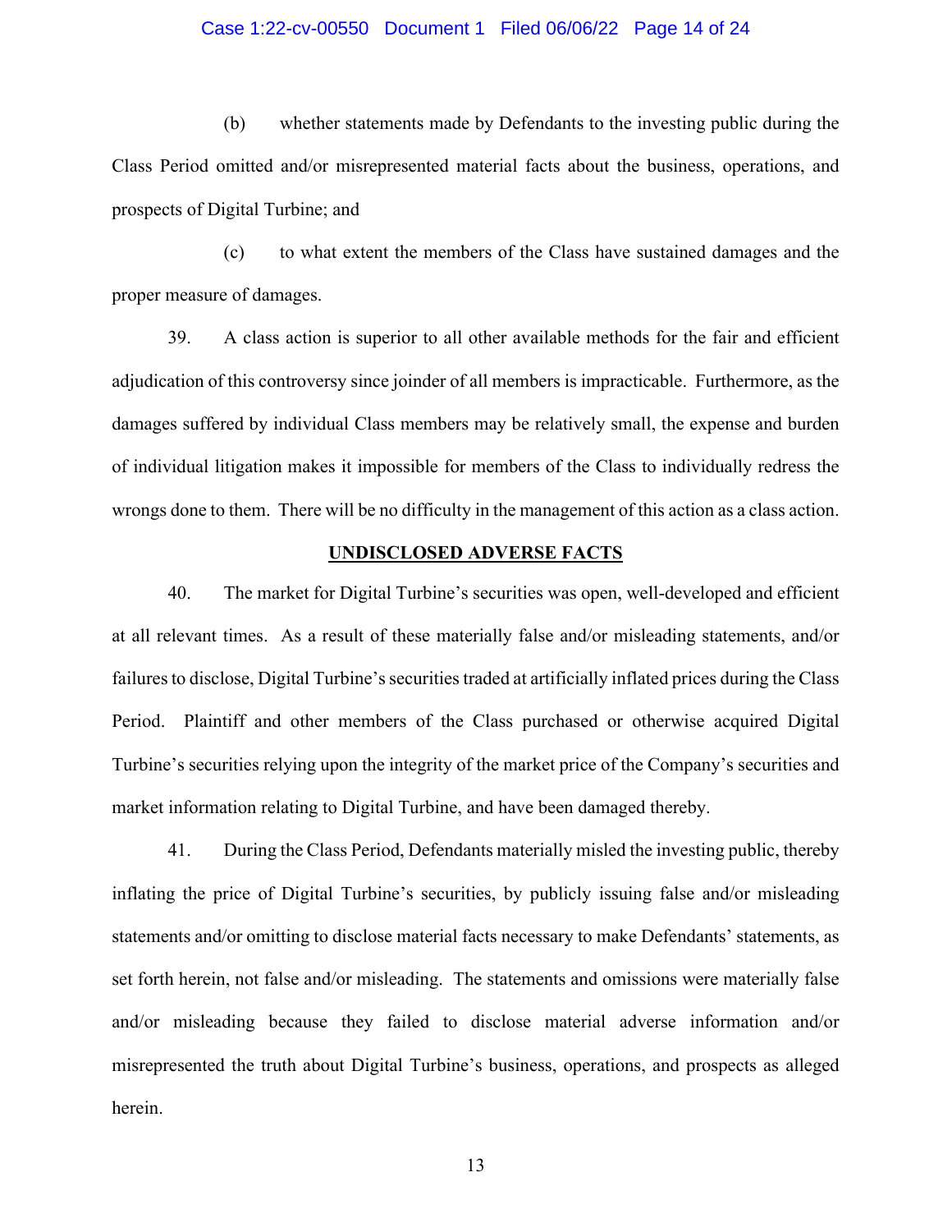(b) whether statements made by Defendants to the investing public during the Class Period omitted and/or misrepresented material facts about the business, operations, and prospects of Digital Turbine; and

(c) to what extent the members of the Class have sustained damages and the proper measure of damages.

39. A class action is superior to all other available methods for the fair and efficient adjudication of this controversy since joinder of all members is impracticable. Furthermore, as the damages suffered by individual Class members may be relatively small, the expense and burden of individual litigation makes it impossible for members of the Class to individually redress the wrongs done to them. There will be no difficulty in the management of this action as a class action.

## UNDISCLOSED ADVERSE FACTS

40. The market for Digital Turbine's securities was open, well-developed and efficient at all relevant times. As a result of these materially false and/or misleading statements, and/or failures to disclose, Digital Turbine's securities traded at artificially inflated prices during the Class Period. Plaintiff and other members of the Class purchased or otherwise acquired Digital Turbine's securities relying upon the integrity of the market price of the Company's securities and market information relating to Digital Turbine, and have been damaged thereby.

41. During the Class Period, Defendants materially misled the investing public, thereby inflating the price of Digital Turbine's securities, by publicly issuing false and/or misleading statements and/or omitting to disclose material facts necessary to make Defendants' statements, as set forth herein, not false and/or misleading. The statements and omissions were materially false and/or misleading because they failed to disclose material adverse information and/or misrepresented the truth about Digital Turbine's business, operations, and prospects as alleged herein.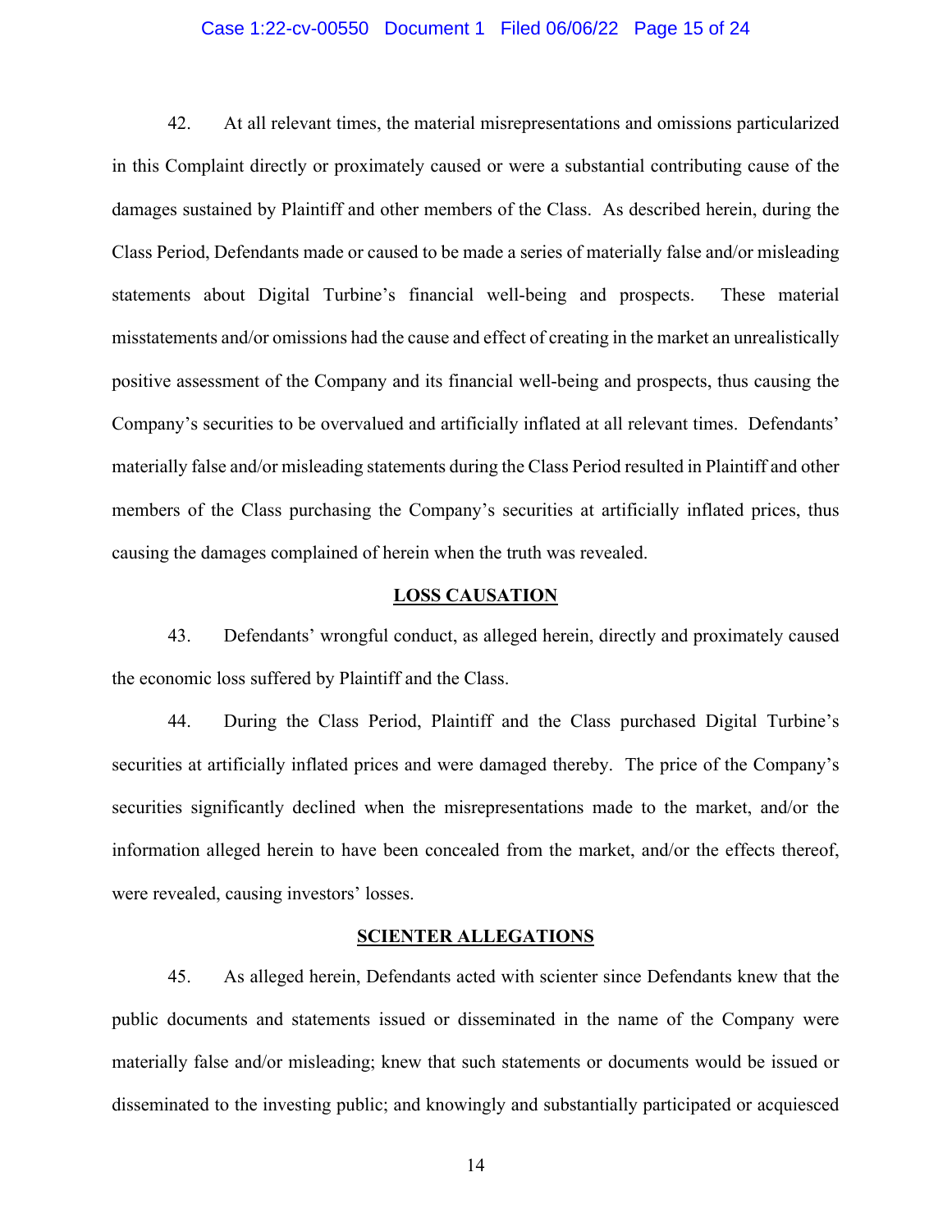42. At all relevant times, the material misrepresentations and omissions particularized in this Complaint directly or proximately caused or were a substantial contributing cause of the damages sustained by Plaintiff and other members of the Class. As described herein, during the Class Period, Defendants made or caused to be made a series of materially false and/or misleading statements about Digital Turbine's financial well-being and prospects. These material misstatements and/or omissions had the cause and effect of creating in the market an unrealistically positive assessment of the Company and its financial well-being and prospects, thus causing the Company's securities to be overvalued and artificially inflated at all relevant times. Defendants' materially false and/or misleading statements during the Class Period resulted in Plaintiff and other members of the Class purchasing the Company's securities at artificially inflated prices, thus causing the damages complained of herein when the truth was revealed.

## LOSS CAUSATION

43. Defendants' wrongful conduct, as alleged herein, directly and proximately caused the economic loss suffered by Plaintiff and the Class.

44. During the Class Period, Plaintiff and the Class purchased Digital Turbine's securities at artificially inflated prices and were damaged thereby. The price of the Company's securities significantly declined when the misrepresentations made to the market, and/or the information alleged herein to have been concealed from the market, and/or the effects thereof, were revealed, causing investors' losses.

## SCIENTER ALLEGATIONS

45. As alleged herein, Defendants acted with scienter since Defendants knew that the public documents and statements issued or disseminated in the name of the Company were materially false and/or misleading; knew that such statements or documents would be issued or disseminated to the investing public; and knowingly and substantially participated or acquiesced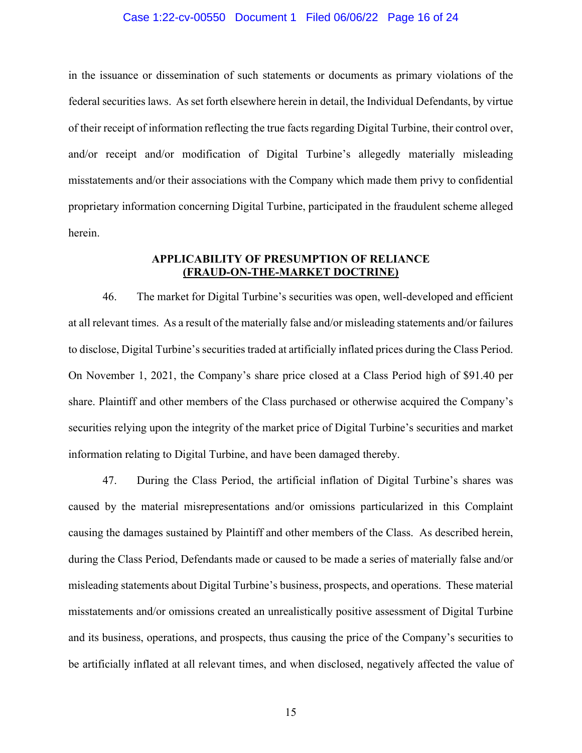in the issuance or dissemination of such statements or documents as primary violations of the federal securities laws. As set forth elsewhere herein in detail, the Individual Defendants, by virtue of their receipt of information reflecting the true facts regarding Digital Turbine, their control over, and/or receipt and/or modification of Digital Turbine's allegedly materially misleading misstatements and/or their associations with the Company which made them privy to confidential proprietary information concerning Digital Turbine, participated in the fraudulent scheme alleged herein.

## APPLICABILITY OF PRESUMPTION OF RELIANCE (FRAUD-ON-THE-MARKET DOCTRINE)

46. The market for Digital Turbine's securities was open, well-developed and efficient at all relevant times. As a result of the materially false and/or misleading statements and/or failures to disclose, Digital Turbine's securities traded at artificially inflated prices during the Class Period. On November 1, 2021, the Company's share price closed at a Class Period high of $91.40 per share. Plaintiff and other members of the Class purchased or otherwise acquired the Company's securities relying upon the integrity of the market price of Digital Turbine's securities and market information relating to Digital Turbine, and have been damaged thereby.

47. During the Class Period, the artificial inflation of Digital Turbine's shares was caused by the material misrepresentations and/or omissions particularized in this Complaint causing the damages sustained by Plaintiff and other members of the Class. As described herein, during the Class Period, Defendants made or caused to be made a series of materially false and/or misleading statements about Digital Turbine's business, prospects, and operations. These material misstatements and/or omissions created an unrealistically positive assessment of Digital Turbine and its business, operations, and prospects, thus causing the price of the Company's securities to be artificially inflated at all relevant times, and when disclosed, negatively affected the value of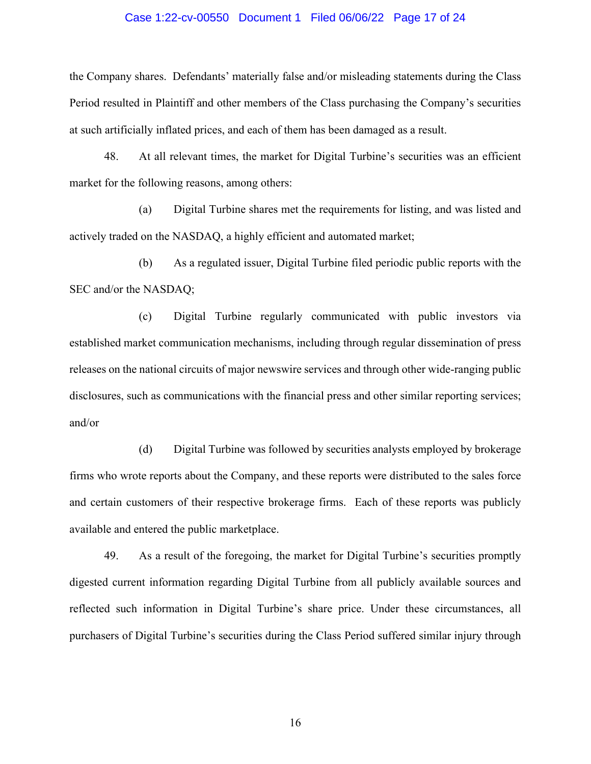the Company shares. Defendants' materially false and/or misleading statements during the Class Period resulted in Plaintiff and other members of the Class purchasing the Company's securities at such artificially inflated prices, and each of them has been damaged as a result.

48. At all relevant times, the market for Digital Turbine's securities was an efficient market for the following reasons, among others:

(a) Digital Turbine shares met the requirements for listing, and was listed and actively traded on the NASDAQ, a highly efficient and automated market;

(b) As a regulated issuer, Digital Turbine filed periodic public reports with the SEC and/or the NASDAQ;

(c) Digital Turbine regularly communicated with public investors via established market communication mechanisms, including through regular dissemination of press releases on the national circuits of major newswire services and through other wide-ranging public disclosures, such as communications with the financial press and other similar reporting services; and/or

(d) Digital Turbine was followed by securities analysts employed by brokerage firms who wrote reports about the Company, and these reports were distributed to the sales force and certain customers of their respective brokerage firms. Each of these reports was publicly available and entered the public marketplace.

49. As a result of the foregoing, the market for Digital Turbine's securities promptly digested current information regarding Digital Turbine from all publicly available sources and reflected such information in Digital Turbine's share price. Under these circumstances, all purchasers of Digital Turbine's securities during the Class Period suffered similar injury through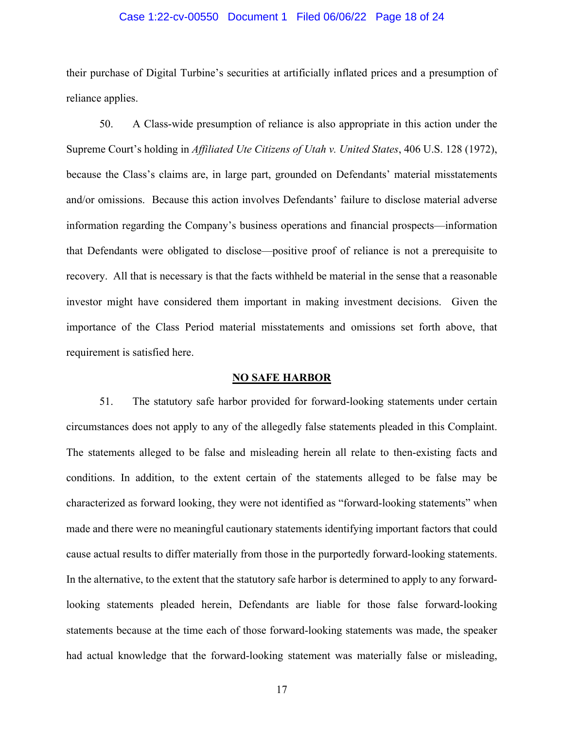their purchase of Digital Turbine's securities at artificially inflated prices and a presumption of reliance applies.

50. A Class-wide presumption of reliance is also appropriate in this action under the Supreme Court's holding in *Affiliated Ute Citizens of Utah v. United States*, 406 U.S. 128 (1972), because the Class's claims are, in large part, grounded on Defendants' material misstatements and/or omissions. Because this action involves Defendants' failure to disclose material adverse information regarding the Company's business operations and financial prospects—information that Defendants were obligated to disclose—positive proof of reliance is not a prerequisite to recovery. All that is necessary is that the facts withheld be material in the sense that a reasonable investor might have considered them important in making investment decisions. Given the importance of the Class Period material misstatements and omissions set forth above, that requirement is satisfied here.

## NO SAFE HARBOR

51. The statutory safe harbor provided for forward-looking statements under certain circumstances does not apply to any of the allegedly false statements pleaded in this Complaint. The statements alleged to be false and misleading herein all relate to then-existing facts and conditions. In addition, to the extent certain of the statements alleged to be false may be characterized as forward looking, they were not identified as "forward-looking statements" when made and there were no meaningful cautionary statements identifying important factors that could cause actual results to differ materially from those in the purportedly forward-looking statements. In the alternative, to the extent that the statutory safe harbor is determined to apply to any forward-looking statements pleaded herein, Defendants are liable for those false forward-looking statements because at the time each of those forward-looking statements was made, the speaker had actual knowledge that the forward-looking statement was materially false or misleading,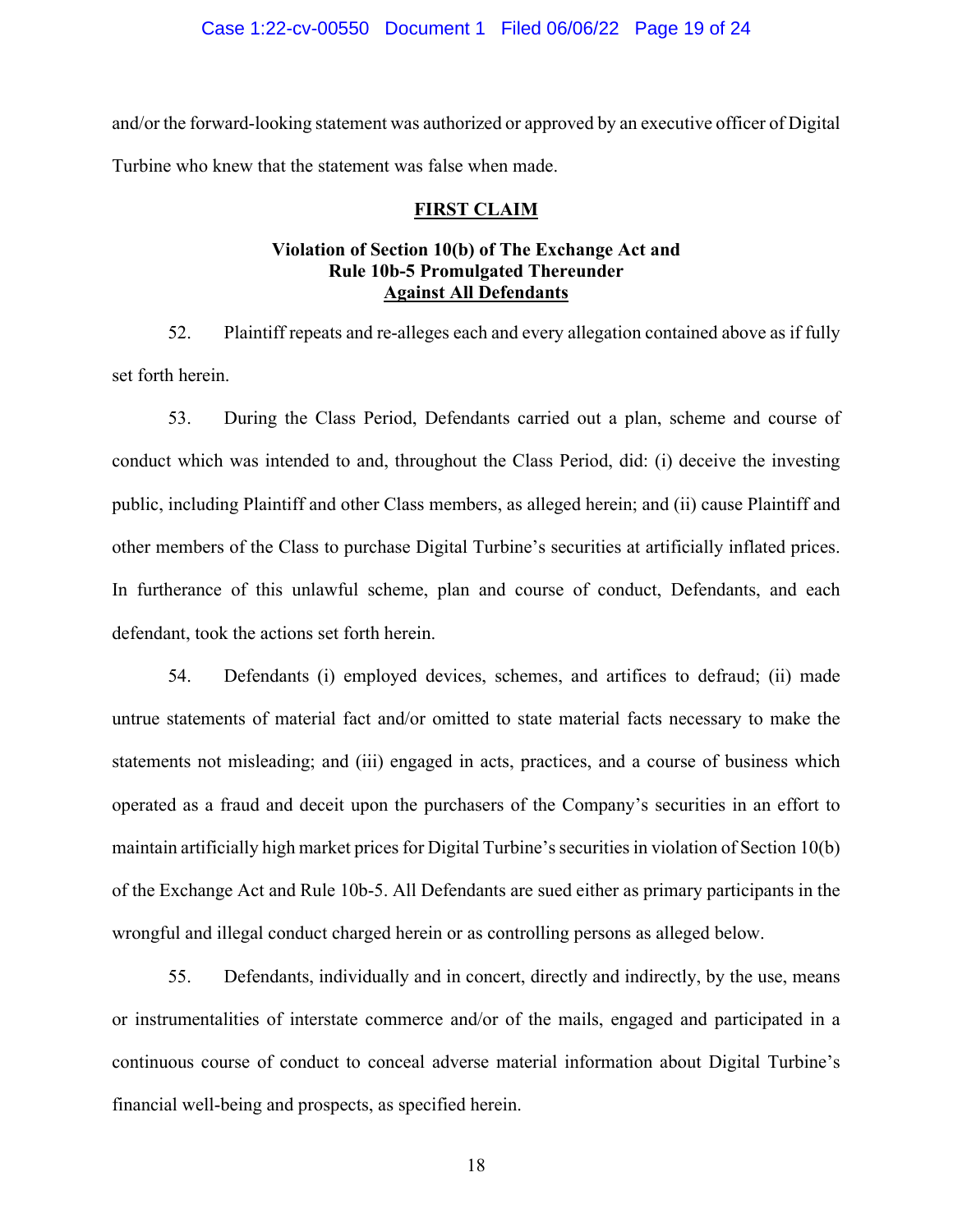and/or the forward-looking statement was authorized or approved by an executive officer of Digital Turbine who knew that the statement was false when made.

## FIRST CLAIM

### Violation of Section 10(b) of The Exchange Act and Rule 10b-5 Promulgated Thereunder Against All Defendants

52. Plaintiff repeats and re-alleges each and every allegation contained above as if fully set forth herein.

53. During the Class Period, Defendants carried out a plan, scheme and course of conduct which was intended to and, throughout the Class Period, did: (i) deceive the investing public, including Plaintiff and other Class members, as alleged herein; and (ii) cause Plaintiff and other members of the Class to purchase Digital Turbine's securities at artificially inflated prices. In furtherance of this unlawful scheme, plan and course of conduct, Defendants, and each defendant, took the actions set forth herein.

54. Defendants (i) employed devices, schemes, and artifices to defraud; (ii) made untrue statements of material fact and/or omitted to state material facts necessary to make the statements not misleading; and (iii) engaged in acts, practices, and a course of business which operated as a fraud and deceit upon the purchasers of the Company's securities in an effort to maintain artificially high market prices for Digital Turbine's securities in violation of Section 10(b) of the Exchange Act and Rule 10b-5. All Defendants are sued either as primary participants in the wrongful and illegal conduct charged herein or as controlling persons as alleged below.

55. Defendants, individually and in concert, directly and indirectly, by the use, means or instrumentalities of interstate commerce and/or of the mails, engaged and participated in a continuous course of conduct to conceal adverse material information about Digital Turbine's financial well-being and prospects, as specified herein.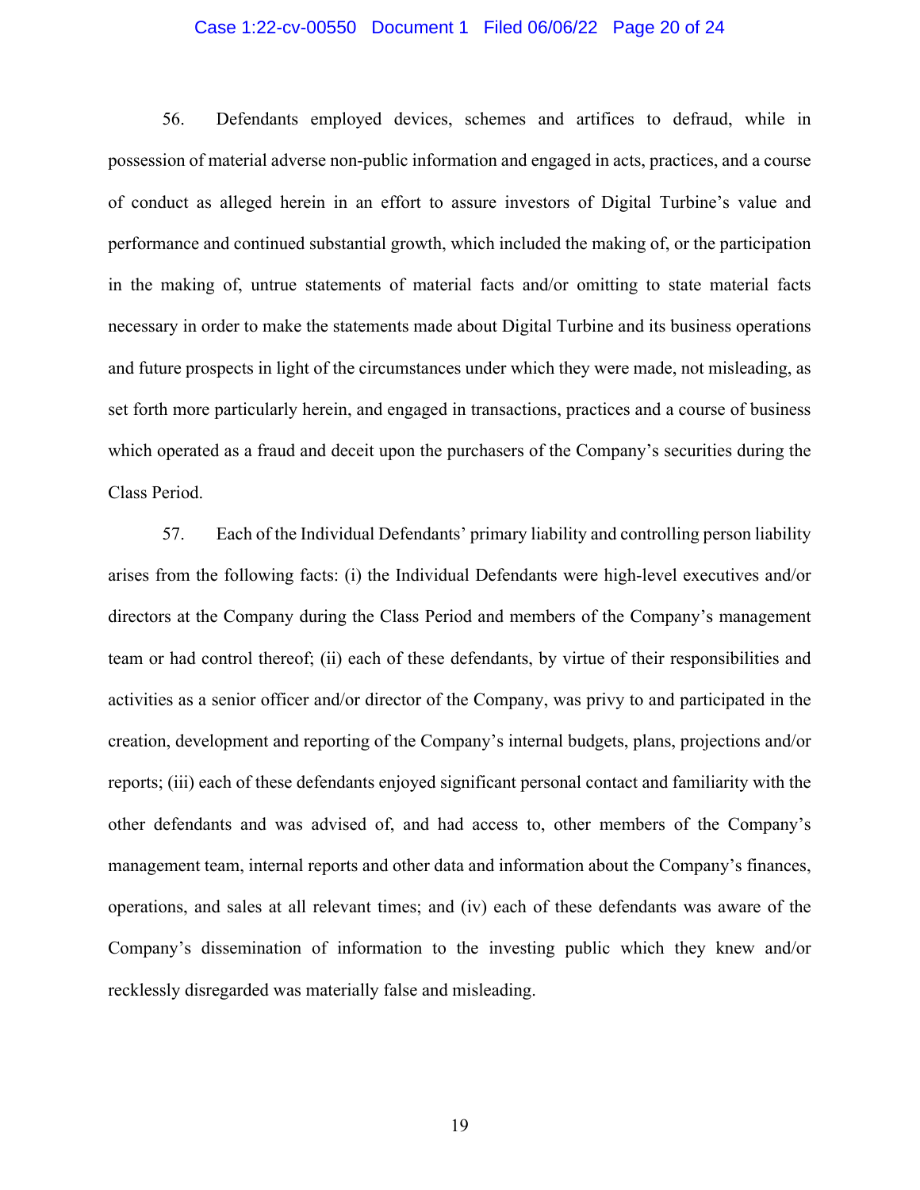56. Defendants employed devices, schemes and artifices to defraud, while in possession of material adverse non-public information and engaged in acts, practices, and a course of conduct as alleged herein in an effort to assure investors of Digital Turbine's value and performance and continued substantial growth, which included the making of, or the participation in the making of, untrue statements of material facts and/or omitting to state material facts necessary in order to make the statements made about Digital Turbine and its business operations and future prospects in light of the circumstances under which they were made, not misleading, as set forth more particularly herein, and engaged in transactions, practices and a course of business which operated as a fraud and deceit upon the purchasers of the Company's securities during the Class Period.

57. Each of the Individual Defendants' primary liability and controlling person liability arises from the following facts: (i) the Individual Defendants were high-level executives and/or directors at the Company during the Class Period and members of the Company's management team or had control thereof; (ii) each of these defendants, by virtue of their responsibilities and activities as a senior officer and/or director of the Company, was privy to and participated in the creation, development and reporting of the Company's internal budgets, plans, projections and/or reports; (iii) each of these defendants enjoyed significant personal contact and familiarity with the other defendants and was advised of, and had access to, other members of the Company's management team, internal reports and other data and information about the Company's finances, operations, and sales at all relevant times; and (iv) each of these defendants was aware of the Company's dissemination of information to the investing public which they knew and/or recklessly disregarded was materially false and misleading.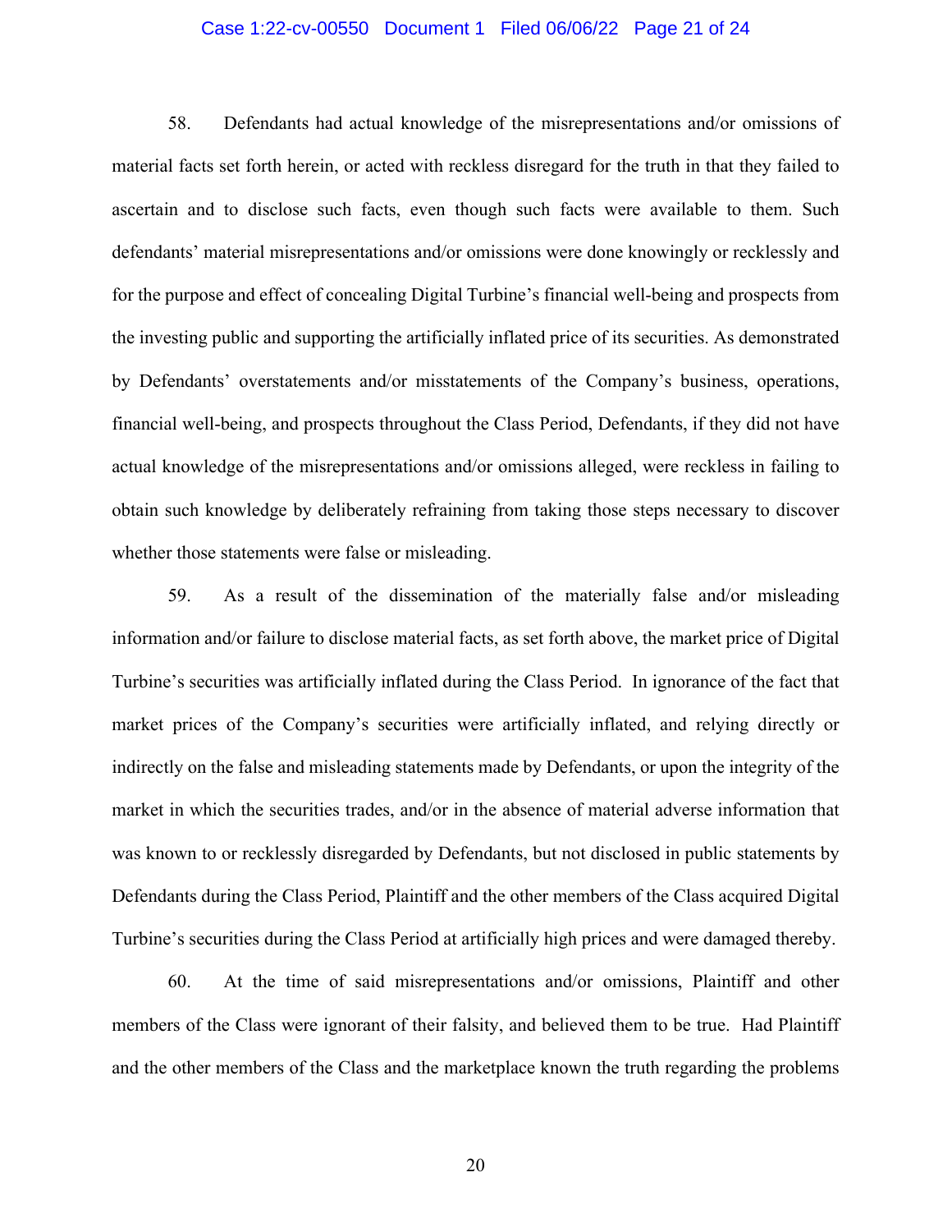58. Defendants had actual knowledge of the misrepresentations and/or omissions of material facts set forth herein, or acted with reckless disregard for the truth in that they failed to ascertain and to disclose such facts, even though such facts were available to them. Such defendants' material misrepresentations and/or omissions were done knowingly or recklessly and for the purpose and effect of concealing Digital Turbine's financial well-being and prospects from the investing public and supporting the artificially inflated price of its securities. As demonstrated by Defendants' overstatements and/or misstatements of the Company's business, operations, financial well-being, and prospects throughout the Class Period, Defendants, if they did not have actual knowledge of the misrepresentations and/or omissions alleged, were reckless in failing to obtain such knowledge by deliberately refraining from taking those steps necessary to discover whether those statements were false or misleading.

59. As a result of the dissemination of the materially false and/or misleading information and/or failure to disclose material facts, as set forth above, the market price of Digital Turbine's securities was artificially inflated during the Class Period. In ignorance of the fact that market prices of the Company's securities were artificially inflated, and relying directly or indirectly on the false and misleading statements made by Defendants, or upon the integrity of the market in which the securities trades, and/or in the absence of material adverse information that was known to or recklessly disregarded by Defendants, but not disclosed in public statements by Defendants during the Class Period, Plaintiff and the other members of the Class acquired Digital Turbine's securities during the Class Period at artificially high prices and were damaged thereby.

60. At the time of said misrepresentations and/or omissions, Plaintiff and other members of the Class were ignorant of their falsity, and believed them to be true. Had Plaintiff and the other members of the Class and the marketplace known the truth regarding the problems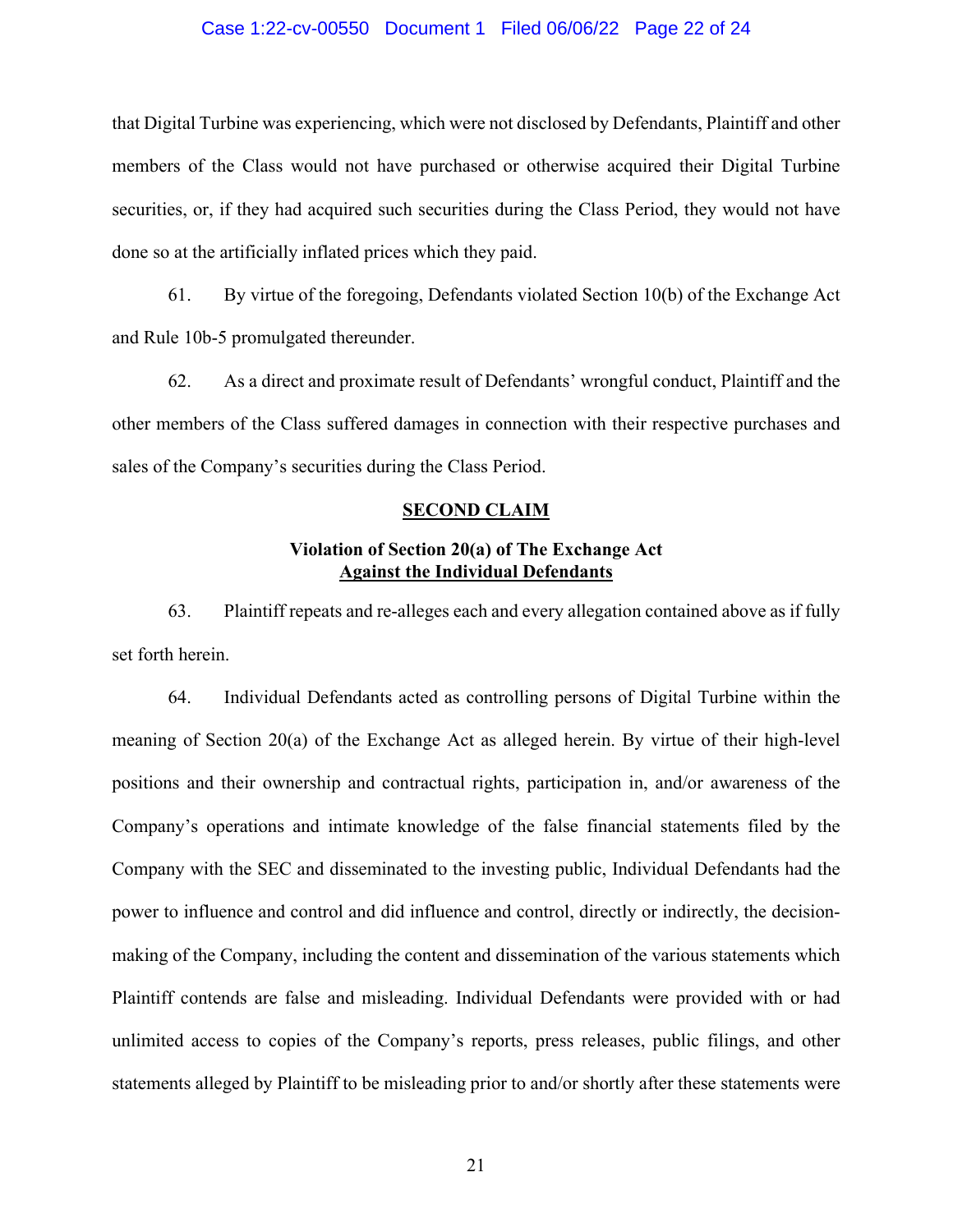that Digital Turbine was experiencing, which were not disclosed by Defendants, Plaintiff and other members of the Class would not have purchased or otherwise acquired their Digital Turbine securities, or, if they had acquired such securities during the Class Period, they would not have done so at the artificially inflated prices which they paid.

61. By virtue of the foregoing, Defendants violated Section 10(b) of the Exchange Act and Rule 10b-5 promulgated thereunder.

62. As a direct and proximate result of Defendants' wrongful conduct, Plaintiff and the other members of the Class suffered damages in connection with their respective purchases and sales of the Company's securities during the Class Period.

## SECOND CLAIM

### Violation of Section 20(a) of The Exchange Act
### Against the Individual Defendants

63. Plaintiff repeats and re-alleges each and every allegation contained above as if fully set forth herein.

64. Individual Defendants acted as controlling persons of Digital Turbine within the meaning of Section 20(a) of the Exchange Act as alleged herein. By virtue of their high-level positions and their ownership and contractual rights, participation in, and/or awareness of the Company's operations and intimate knowledge of the false financial statements filed by the Company with the SEC and disseminated to the investing public, Individual Defendants had the power to influence and control and did influence and control, directly or indirectly, the decision-making of the Company, including the content and dissemination of the various statements which Plaintiff contends are false and misleading. Individual Defendants were provided with or had unlimited access to copies of the Company's reports, press releases, public filings, and other statements alleged by Plaintiff to be misleading prior to and/or shortly after these statements were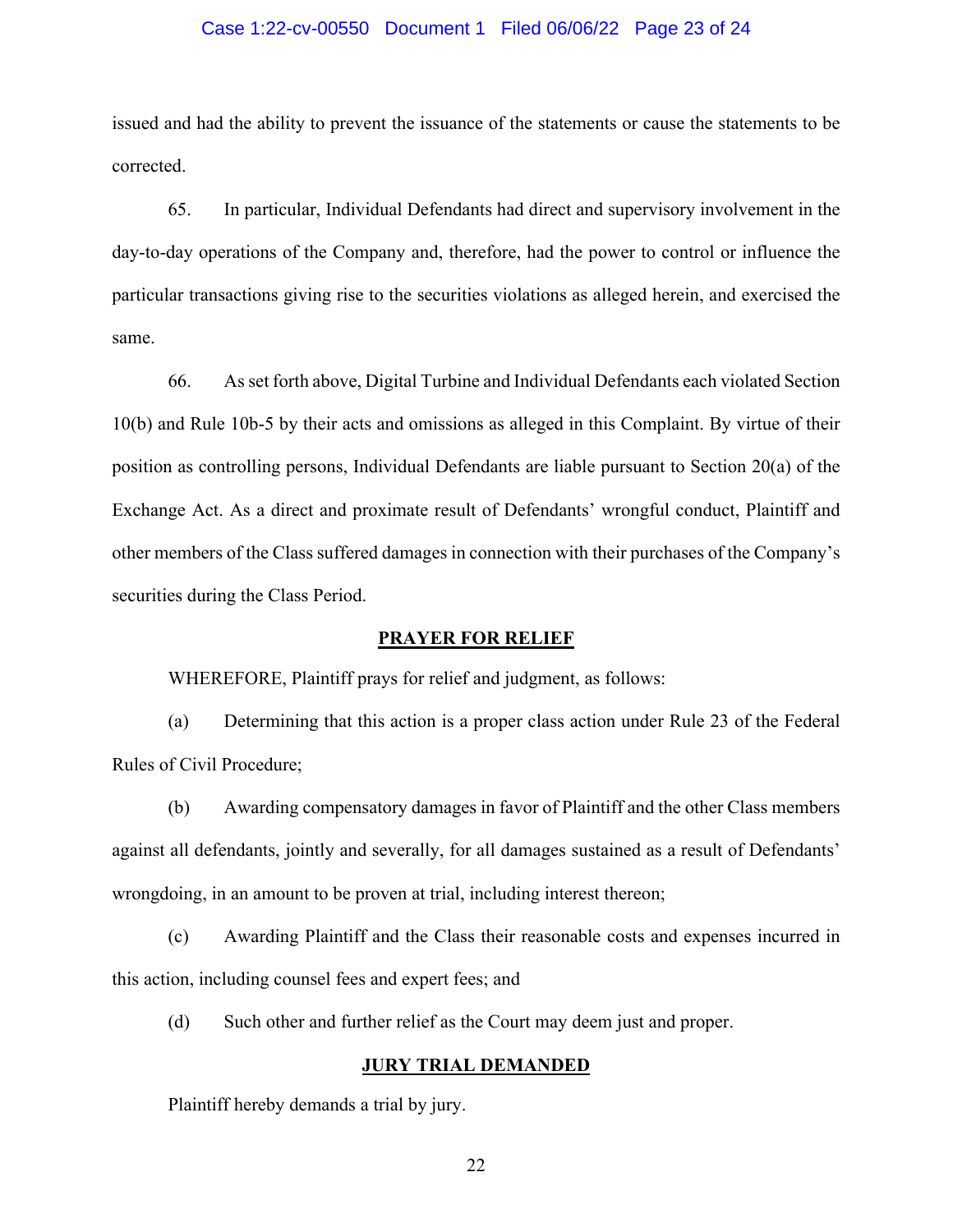issued and had the ability to prevent the issuance of the statements or cause the statements to be corrected.

65. In particular, Individual Defendants had direct and supervisory involvement in the day-to-day operations of the Company and, therefore, had the power to control or influence the particular transactions giving rise to the securities violations as alleged herein, and exercised the same.

66. As set forth above, Digital Turbine and Individual Defendants each violated Section 10(b) and Rule 10b-5 by their acts and omissions as alleged in this Complaint. By virtue of their position as controlling persons, Individual Defendants are liable pursuant to Section 20(a) of the Exchange Act. As a direct and proximate result of Defendants' wrongful conduct, Plaintiff and other members of the Class suffered damages in connection with their purchases of the Company's securities during the Class Period.

## PRAYER FOR RELIEF

WHEREFORE, Plaintiff prays for relief and judgment, as follows:

(a) Determining that this action is a proper class action under Rule 23 of the Federal Rules of Civil Procedure;

(b) Awarding compensatory damages in favor of Plaintiff and the other Class members against all defendants, jointly and severally, for all damages sustained as a result of Defendants' wrongdoing, in an amount to be proven at trial, including interest thereon;

(c) Awarding Plaintiff and the Class their reasonable costs and expenses incurred in this action, including counsel fees and expert fees; and

(d) Such other and further relief as the Court may deem just and proper.

## JURY TRIAL DEMANDED

Plaintiff hereby demands a trial by jury.